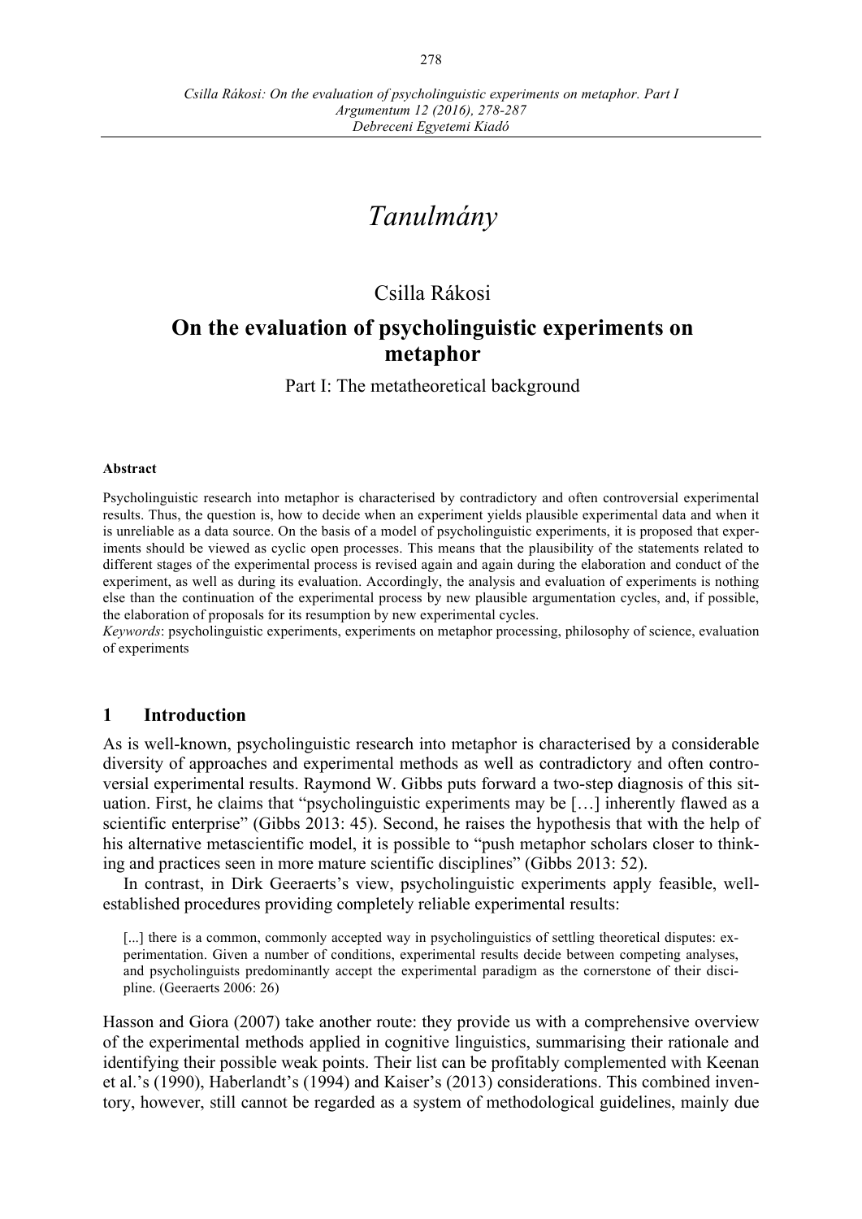# Tanulmány

## Csilla Rákosi

## On the evaluation of psycholinguistic experiments on metaphor

Part I: The metatheoretical background

**Abstract**

Psycholinguistic research into metaphor is characterised by contradictory and often controversial experimental results. Thus, the question is, how to decide when an experiment yields plausible experimental data and when it is unreliable as a data source. On the basis of a model of psycholinguistic experiments, it is proposed that experiments should be viewed as cyclic open processes. This means that the plausibility of the statements related to different stages of the experimental process is revised again and again during the elaboration and conduct of the experiment, as well as during its evaluation. Accordingly, the analysis and evaluation of experiments is nothing else than the continuation of the experimental process by new plausible argumentation cycles, and, if possible, the elaboration of proposals for its resumption by new experimental cycles.

*Keywords*: psycholinguistic experiments, experiments on metaphor processing, philosophy of science, evaluation of experiments

## 1 Introduction

As is well-known, psycholinguistic research into metaphor is characterised by a considerable diversity of approaches and experimental methods as well as contradictory and often controversial experimental results. Raymond W. Gibbs puts forward a two-step diagnosis of this situation. First, he claims that "psycholinguistic experiments may be […] inherently flawed as a scientific enterprise" (Gibbs 2013: 45). Second, he raises the hypothesis that with the help of his alternative metascientific model, it is possible to "push metaphor scholars closer to thinking and practices seen in more mature scientific disciplines" (Gibbs 2013: 52).

In contrast, in Dirk Geeraerts's view, psycholinguistic experiments apply feasible, well-established procedures providing completely reliable experimental results:

> [...] there is a common, commonly accepted way in psycholinguistics of settling theoretical disputes: experimentation. Given a number of conditions, experimental results decide between competing analyses, and psycholinguists predominantly accept the experimental paradigm as the cornerstone of their discipline. (Geeraerts 2006: 26)

Hasson and Giora (2007) take another route: they provide us with a comprehensive overview of the experimental methods applied in cognitive linguistics, summarising their rationale and identifying their possible weak points. Their list can be profitably complemented with Keenan et al.'s (1990), Haberlandt's (1994) and Kaiser's (2013) considerations. This combined inventory, however, still cannot be regarded as a system of methodological guidelines, mainly due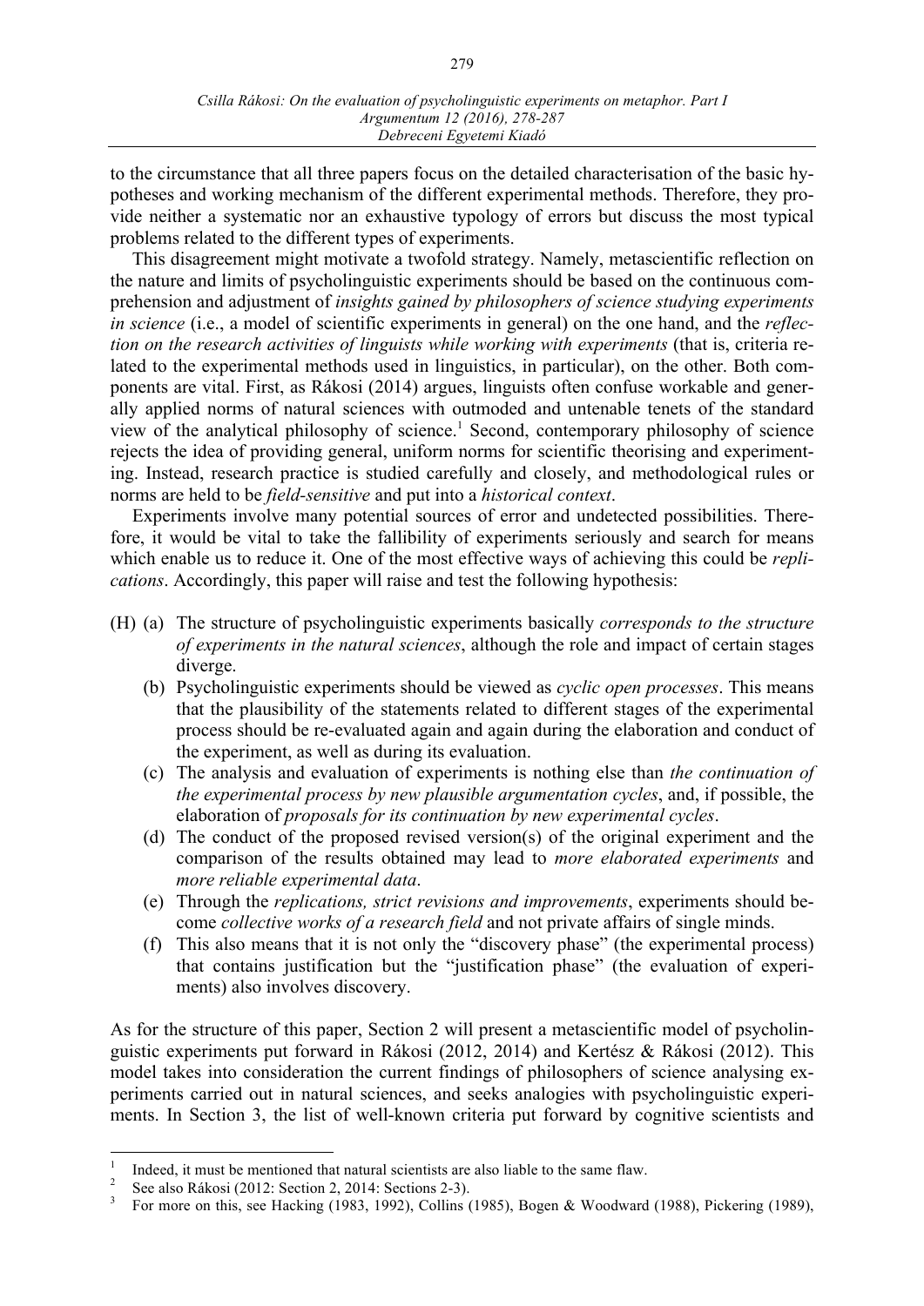to the circumstance that all three papers focus on the detailed characterisation of the basic hypotheses and working mechanism of the different experimental methods. Therefore, they provide neither a systematic nor an exhaustive typology of errors but discuss the most typical problems related to the different types of experiments.

This disagreement might motivate a twofold strategy. Namely, metascientific reflection on the nature and limits of psycholinguistic experiments should be based on the continuous comprehension and adjustment of *insights gained by philosophers of science studying experiments in science* (i.e., a model of scientific experiments in general) on the one hand, and the *reflection on the research activities of linguists while working with experiments* (that is, criteria related to the experimental methods used in linguistics, in particular), on the other. Both components are vital. First, as Rákosi (2014) argues, linguists often confuse workable and generally applied norms of natural sciences with outmoded and untenable tenets of the standard view of the analytical philosophy of science.[1] Second, contemporary philosophy of science rejects the idea of providing general, uniform norms for scientific theorising and experimenting. Instead, research practice is studied carefully and closely, and methodological rules or norms are held to be *field-sensitive* and put into a *historical context*.

Experiments involve many potential sources of error and undetected possibilities. Therefore, it would be vital to take the fallibility of experiments seriously and search for means which enable us to reduce it. One of the most effective ways of achieving this could be *replications*. Accordingly, this paper will raise and test the following hypothesis:

(H) (a) The structure of psycholinguistic experiments basically *corresponds to the structure of experiments in the natural sciences*, although the role and impact of certain stages diverge.

(b) Psycholinguistic experiments should be viewed as *cyclic open processes*. This means that the plausibility of the statements related to different stages of the experimental process should be re-evaluated again and again during the elaboration and conduct of the experiment, as well as during its evaluation.

(c) The analysis and evaluation of experiments is nothing else than *the continuation of the experimental process by new plausible argumentation cycles*, and, if possible, the elaboration of *proposals for its continuation by new experimental cycles*.

(d) The conduct of the proposed revised version(s) of the original experiment and the comparison of the results obtained may lead to *more elaborated experiments* and *more reliable experimental data*.

(e) Through the *replications, strict revisions and improvements*, experiments should become *collective works of a research field* and not private affairs of single minds.

(f) This also means that it is not only the "discovery phase" (the experimental process) that contains justification but the "justification phase" (the evaluation of experiments) also involves discovery.

As for the structure of this paper, Section 2 will present a metascientific model of psycholinguistic experiments put forward in Rákosi (2012, 2014) and Kertész & Rákosi (2012). This model takes into consideration the current findings of philosophers of science analysing experiments carried out in natural sciences, and seeks analogies with psycholinguistic experiments. In Section 3, the list of well-known criteria put forward by cognitive scientists and

---

[1] Indeed, it must be mentioned that natural scientists are also liable to the same flaw.

[2] See also Rákosi (2012: Section 2, 2014: Sections 2-3).

[3] For more on this, see Hacking (1983, 1992), Collins (1985), Bogen & Woodward (1988), Pickering (1989),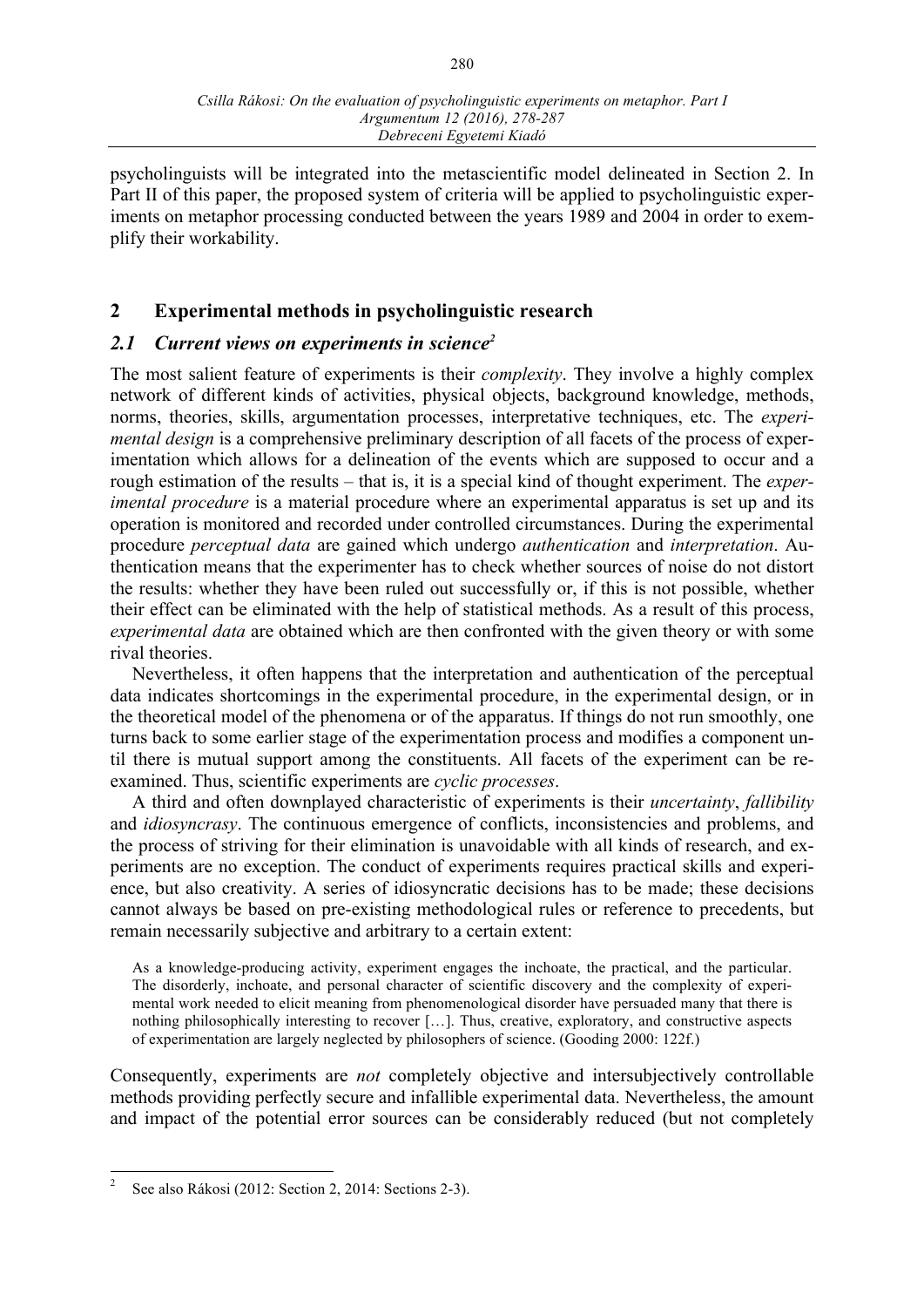psycholinguists will be integrated into the metascientific model delineated in Section 2. In Part II of this paper, the proposed system of criteria will be applied to psycholinguistic experiments on metaphor processing conducted between the years 1989 and 2004 in order to exemplify their workability.

## 2 Experimental methods in psycholinguistic research

### *2.1 Current views on experiments in science*[2]

The most salient feature of experiments is their *complexity*. They involve a highly complex network of different kinds of activities, physical objects, background knowledge, methods, norms, theories, skills, argumentation processes, interpretative techniques, etc. The *experimental design* is a comprehensive preliminary description of all facets of the process of experimentation which allows for a delineation of the events which are supposed to occur and a rough estimation of the results – that is, it is a special kind of thought experiment. The *experimental procedure* is a material procedure where an experimental apparatus is set up and its operation is monitored and recorded under controlled circumstances. During the experimental procedure *perceptual data* are gained which undergo *authentication* and *interpretation*. Authentication means that the experimenter has to check whether sources of noise do not distort the results: whether they have been ruled out successfully or, if this is not possible, whether their effect can be eliminated with the help of statistical methods. As a result of this process, *experimental data* are obtained which are then confronted with the given theory or with some rival theories.

Nevertheless, it often happens that the interpretation and authentication of the perceptual data indicates shortcomings in the experimental procedure, in the experimental design, or in the theoretical model of the phenomena or of the apparatus. If things do not run smoothly, one turns back to some earlier stage of the experimentation process and modifies a component until there is mutual support among the constituents. All facets of the experiment can be re-examined. Thus, scientific experiments are *cyclic processes*.

A third and often downplayed characteristic of experiments is their *uncertainty*, *fallibility* and *idiosyncrasy*. The continuous emergence of conflicts, inconsistencies and problems, and the process of striving for their elimination is unavoidable with all kinds of research, and experiments are no exception. The conduct of experiments requires practical skills and experience, but also creativity. A series of idiosyncratic decisions has to be made; these decisions cannot always be based on pre-existing methodological rules or reference to precedents, but remain necessarily subjective and arbitrary to a certain extent:

> As a knowledge-producing activity, experiment engages the inchoate, the practical, and the particular. The disorderly, inchoate, and personal character of scientific discovery and the complexity of experimental work needed to elicit meaning from phenomenological disorder have persuaded many that there is nothing philosophically interesting to recover […]. Thus, creative, exploratory, and constructive aspects of experimentation are largely neglected by philosophers of science. (Gooding 2000: 122f.)

Consequently, experiments are *not* completely objective and intersubjectively controllable methods providing perfectly secure and infallible experimental data. Nevertheless, the amount and impact of the potential error sources can be considerably reduced (but not completely

---

[2] See also Rákosi (2012: Section 2, 2014: Sections 2-3).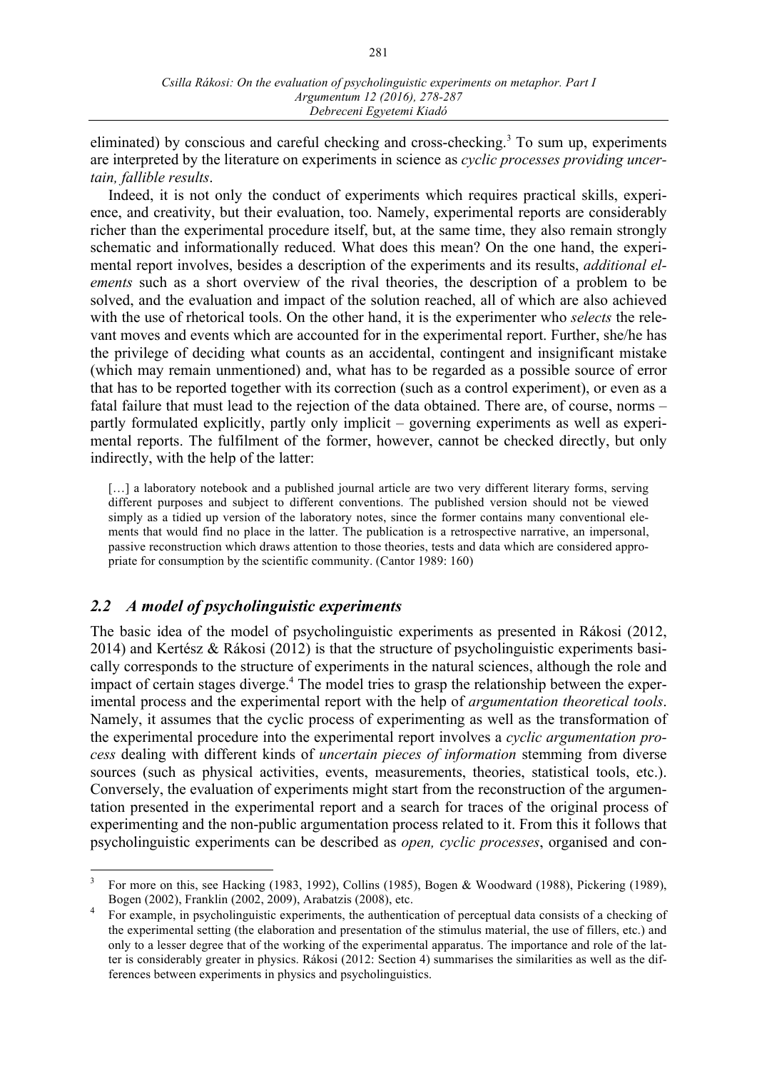eliminated) by conscious and careful checking and cross-checking.[3] To sum up, experiments are interpreted by the literature on experiments in science as *cyclic processes providing uncertain, fallible results*.

Indeed, it is not only the conduct of experiments which requires practical skills, experience, and creativity, but their evaluation, too. Namely, experimental reports are considerably richer than the experimental procedure itself, but, at the same time, they also remain strongly schematic and informationally reduced. What does this mean? On the one hand, the experimental report involves, besides a description of the experiments and its results, *additional elements* such as a short overview of the rival theories, the description of a problem to be solved, and the evaluation and impact of the solution reached, all of which are also achieved with the use of rhetorical tools. On the other hand, it is the experimenter who *selects* the relevant moves and events which are accounted for in the experimental report. Further, she/he has the privilege of deciding what counts as an accidental, contingent and insignificant mistake (which may remain unmentioned) and, what has to be regarded as a possible source of error that has to be reported together with its correction (such as a control experiment), or even as a fatal failure that must lead to the rejection of the data obtained. There are, of course, norms – partly formulated explicitly, partly only implicit – governing experiments as well as experimental reports. The fulfilment of the former, however, cannot be checked directly, but only indirectly, with the help of the latter:

> […] a laboratory notebook and a published journal article are two very different literary forms, serving different purposes and subject to different conventions. The published version should not be viewed simply as a tidied up version of the laboratory notes, since the former contains many conventional elements that would find no place in the latter. The publication is a retrospective narrative, an impersonal, passive reconstruction which draws attention to those theories, tests and data which are considered appropriate for consumption by the scientific community. (Cantor 1989: 160)

## *2.2 A model of psycholinguistic experiments*

The basic idea of the model of psycholinguistic experiments as presented in Rákosi (2012, 2014) and Kertész & Rákosi (2012) is that the structure of psycholinguistic experiments basically corresponds to the structure of experiments in the natural sciences, although the role and impact of certain stages diverge.[4] The model tries to grasp the relationship between the experimental process and the experimental report with the help of *argumentation theoretical tools*. Namely, it assumes that the cyclic process of experimenting as well as the transformation of the experimental procedure into the experimental report involves a *cyclic argumentation process* dealing with different kinds of *uncertain pieces of information* stemming from diverse sources (such as physical activities, events, measurements, theories, statistical tools, etc.). Conversely, the evaluation of experiments might start from the reconstruction of the argumentation presented in the experimental report and a search for traces of the original process of experimenting and the non-public argumentation process related to it. From this it follows that psycholinguistic experiments can be described as *open, cyclic processes*, organised and con-

---

[3] For more on this, see Hacking (1983, 1992), Collins (1985), Bogen & Woodward (1988), Pickering (1989), Bogen (2002), Franklin (2002, 2009), Arabatzis (2008), etc.

[4] For example, in psycholinguistic experiments, the authentication of perceptual data consists of a checking of the experimental setting (the elaboration and presentation of the stimulus material, the use of fillers, etc.) and only to a lesser degree that of the working of the experimental apparatus. The importance and role of the latter is considerably greater in physics. Rákosi (2012: Section 4) summarises the similarities as well as the differences between experiments in physics and psycholinguistics.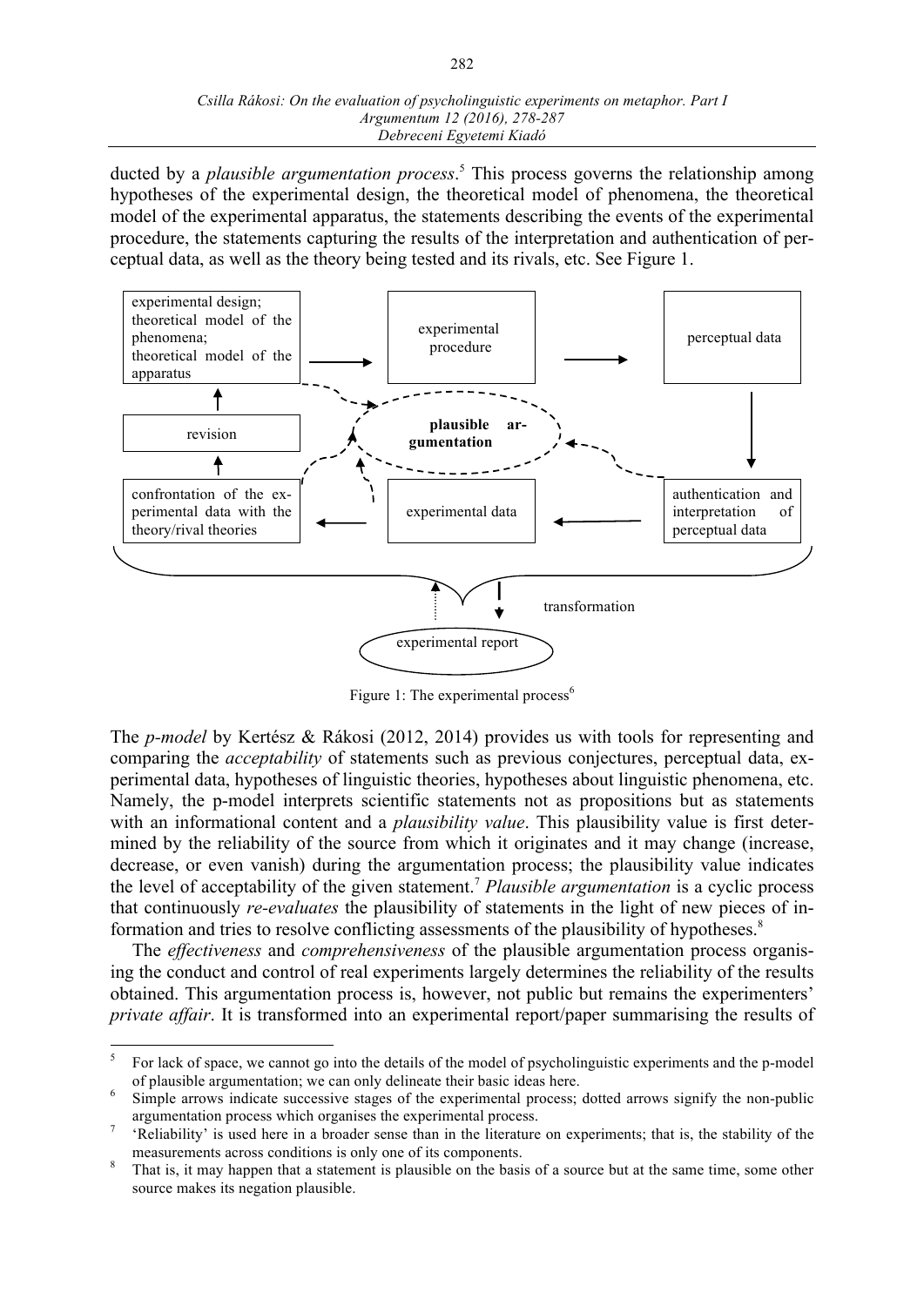ducted by a *plausible argumentation process*.[5] This process governs the relationship among hypotheses of the experimental design, the theoretical model of phenomena, the theoretical model of the experimental apparatus, the statements describing the events of the experimental procedure, the statements capturing the results of the interpretation and authentication of perceptual data, as well as the theory being tested and its rivals, etc. See Figure 1.

experimental design; theoretical model of the phenomena; theoretical model of the apparatus

experimental procedure

perceptual data

revision

**plausible argumentation**

confrontation of the experimental data with the theory/rival theories

experimental data

authentication and interpretation of perceptual data

transformation

experimental report

Figure 1: The experimental process[6]

The *p-model* by Kertész & Rákosi (2012, 2014) provides us with tools for representing and comparing the *acceptability* of statements such as previous conjectures, perceptual data, experimental data, hypotheses of linguistic theories, hypotheses about linguistic phenomena, etc. Namely, the p-model interprets scientific statements not as propositions but as statements with an informational content and a *plausibility value*. This plausibility value is first determined by the reliability of the source from which it originates and it may change (increase, decrease, or even vanish) during the argumentation process; the plausibility value indicates the level of acceptability of the given statement.[7] *Plausible argumentation* is a cyclic process that continuously *re-evaluates* the plausibility of statements in the light of new pieces of information and tries to resolve conflicting assessments of the plausibility of hypotheses.[8]

The *effectiveness* and *comprehensiveness* of the plausible argumentation process organising the conduct and control of real experiments largely determines the reliability of the results obtained. This argumentation process is, however, not public but remains the experimenters' *private affair*. It is transformed into an experimental report/paper summarising the results of

---

[5] For lack of space, we cannot go into the details of the model of psycholinguistic experiments and the p-model of plausible argumentation; we can only delineate their basic ideas here.

[6] Simple arrows indicate successive stages of the experimental process; dotted arrows signify the non-public argumentation process which organises the experimental process.

[7] 'Reliability' is used here in a broader sense than in the literature on experiments; that is, the stability of the measurements across conditions is only one of its components.

[8] That is, it may happen that a statement is plausible on the basis of a source but at the same time, some other source makes its negation plausible.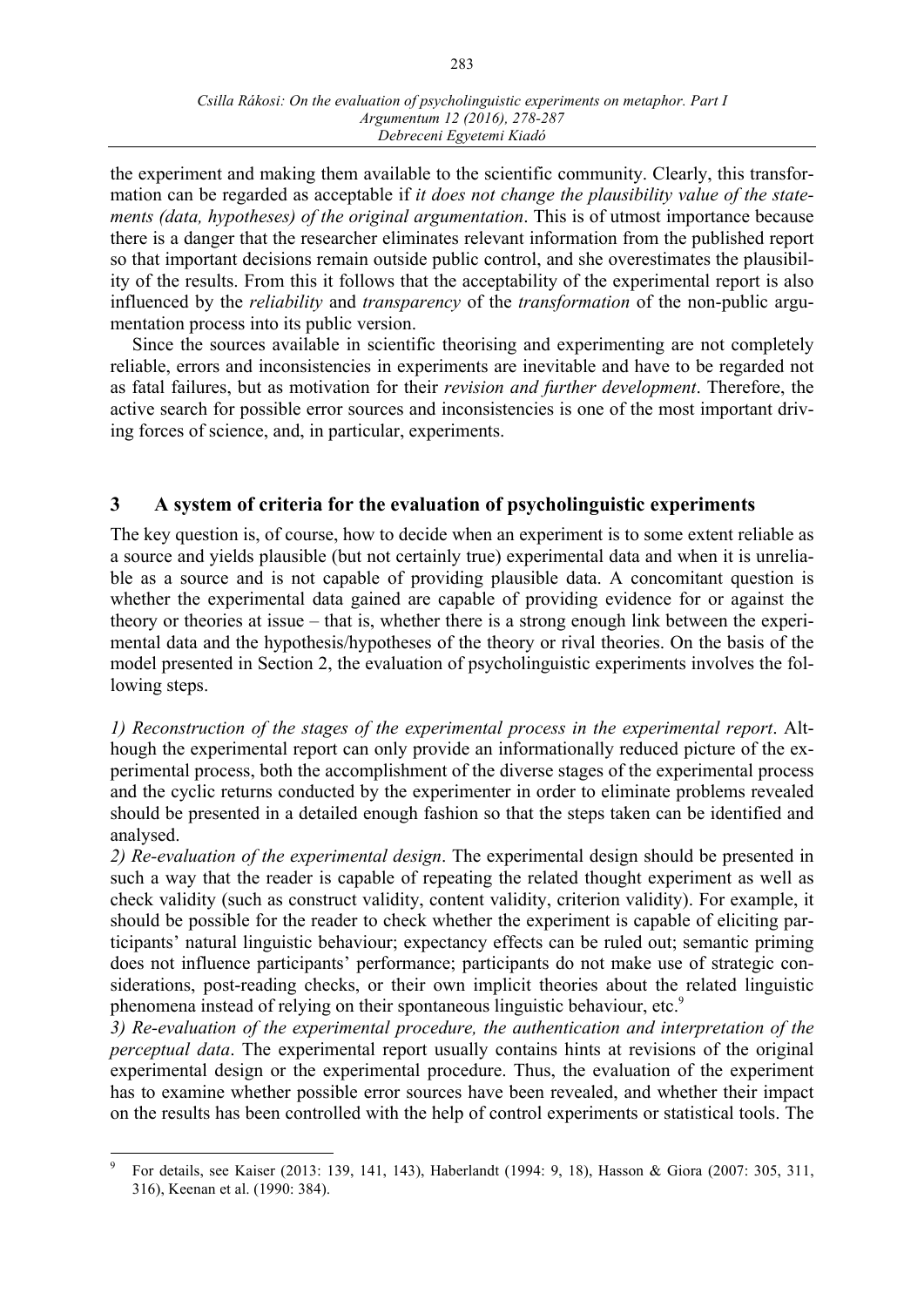the experiment and making them available to the scientific community. Clearly, this transformation can be regarded as acceptable if *it does not change the plausibility value of the statements (data, hypotheses) of the original argumentation*. This is of utmost importance because there is a danger that the researcher eliminates relevant information from the published report so that important decisions remain outside public control, and she overestimates the plausibility of the results. From this it follows that the acceptability of the experimental report is also influenced by the *reliability* and *transparency* of the *transformation* of the non-public argumentation process into its public version.

Since the sources available in scientific theorising and experimenting are not completely reliable, errors and inconsistencies in experiments are inevitable and have to be regarded not as fatal failures, but as motivation for their *revision and further development*. Therefore, the active search for possible error sources and inconsistencies is one of the most important driving forces of science, and, in particular, experiments.

## 3 A system of criteria for the evaluation of psycholinguistic experiments

The key question is, of course, how to decide when an experiment is to some extent reliable as a source and yields plausible (but not certainly true) experimental data and when it is unreliable as a source and is not capable of providing plausible data. A concomitant question is whether the experimental data gained are capable of providing evidence for or against the theory or theories at issue – that is, whether there is a strong enough link between the experimental data and the hypothesis/hypotheses of the theory or rival theories. On the basis of the model presented in Section 2, the evaluation of psycholinguistic experiments involves the following steps.

*1) Reconstruction of the stages of the experimental process in the experimental report*. Although the experimental report can only provide an informationally reduced picture of the experimental process, both the accomplishment of the diverse stages of the experimental process and the cyclic returns conducted by the experimenter in order to eliminate problems revealed should be presented in a detailed enough fashion so that the steps taken can be identified and analysed.

*2) Re-evaluation of the experimental design*. The experimental design should be presented in such a way that the reader is capable of repeating the related thought experiment as well as check validity (such as construct validity, content validity, criterion validity). For example, it should be possible for the reader to check whether the experiment is capable of eliciting participants' natural linguistic behaviour; expectancy effects can be ruled out; semantic priming does not influence participants' performance; participants do not make use of strategic considerations, post-reading checks, or their own implicit theories about the related linguistic phenomena instead of relying on their spontaneous linguistic behaviour, etc.[9]

*3) Re-evaluation of the experimental procedure, the authentication and interpretation of the perceptual data*. The experimental report usually contains hints at revisions of the original experimental design or the experimental procedure. Thus, the evaluation of the experiment has to examine whether possible error sources have been revealed, and whether their impact on the results has been controlled with the help of control experiments or statistical tools. The

[9] For details, see Kaiser (2013: 139, 141, 143), Haberlandt (1994: 9, 18), Hasson & Giora (2007: 305, 311, 316), Keenan et al. (1990: 384).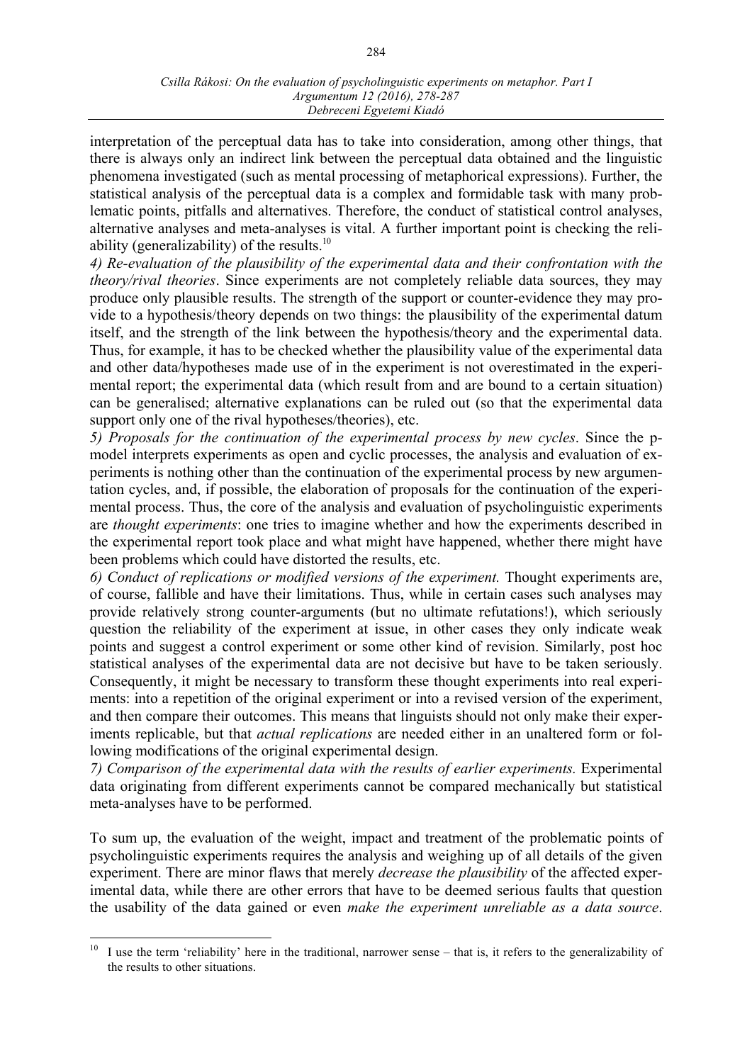interpretation of the perceptual data has to take into consideration, among other things, that there is always only an indirect link between the perceptual data obtained and the linguistic phenomena investigated (such as mental processing of metaphorical expressions). Further, the statistical analysis of the perceptual data is a complex and formidable task with many problematic points, pitfalls and alternatives. Therefore, the conduct of statistical control analyses, alternative analyses and meta-analyses is vital. A further important point is checking the reliability (generalizability) of the results.[10]

*4) Re-evaluation of the plausibility of the experimental data and their confrontation with the theory/rival theories*. Since experiments are not completely reliable data sources, they may produce only plausible results. The strength of the support or counter-evidence they may provide to a hypothesis/theory depends on two things: the plausibility of the experimental datum itself, and the strength of the link between the hypothesis/theory and the experimental data. Thus, for example, it has to be checked whether the plausibility value of the experimental data and other data/hypotheses made use of in the experiment is not overestimated in the experimental report; the experimental data (which result from and are bound to a certain situation) can be generalised; alternative explanations can be ruled out (so that the experimental data support only one of the rival hypotheses/theories), etc.

*5) Proposals for the continuation of the experimental process by new cycles*. Since the p-model interprets experiments as open and cyclic processes, the analysis and evaluation of experiments is nothing other than the continuation of the experimental process by new argumentation cycles, and, if possible, the elaboration of proposals for the continuation of the experimental process. Thus, the core of the analysis and evaluation of psycholinguistic experiments are *thought experiments*: one tries to imagine whether and how the experiments described in the experimental report took place and what might have happened, whether there might have been problems which could have distorted the results, etc.

*6) Conduct of replications or modified versions of the experiment.* Thought experiments are, of course, fallible and have their limitations. Thus, while in certain cases such analyses may provide relatively strong counter-arguments (but no ultimate refutations!), which seriously question the reliability of the experiment at issue, in other cases they only indicate weak points and suggest a control experiment or some other kind of revision. Similarly, post hoc statistical analyses of the experimental data are not decisive but have to be taken seriously. Consequently, it might be necessary to transform these thought experiments into real experiments: into a repetition of the original experiment or into a revised version of the experiment, and then compare their outcomes. This means that linguists should not only make their experiments replicable, but that *actual replications* are needed either in an unaltered form or following modifications of the original experimental design.

*7) Comparison of the experimental data with the results of earlier experiments.* Experimental data originating from different experiments cannot be compared mechanically but statistical meta-analyses have to be performed.

To sum up, the evaluation of the weight, impact and treatment of the problematic points of psycholinguistic experiments requires the analysis and weighing up of all details of the given experiment. There are minor flaws that merely *decrease the plausibility* of the affected experimental data, while there are other errors that have to be deemed serious faults that question the usability of the data gained or even *make the experiment unreliable as a data source*.

---

[10] I use the term 'reliability' here in the traditional, narrower sense – that is, it refers to the generalizability of the results to other situations.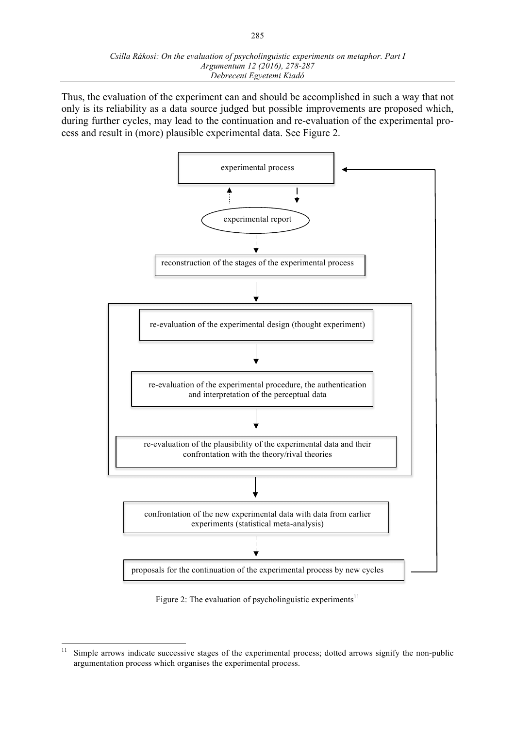Thus, the evaluation of the experiment can and should be accomplished in such a way that not only is its reliability as a data source judged but possible improvements are proposed which, during further cycles, may lead to the continuation and re-evaluation of the experimental process and result in (more) plausible experimental data. See Figure 2.

experimental process

experimental report

reconstruction of the stages of the experimental process

re-evaluation of the experimental design (thought experiment)

re-evaluation of the experimental procedure, the authentication and interpretation of the perceptual data

re-evaluation of the plausibility of the experimental data and their confrontation with the theory/rival theories

confrontation of the new experimental data with data from earlier experiments (statistical meta-analysis)

proposals for the continuation of the experimental process by new cycles

Figure 2: The evaluation of psycholinguistic experiments[11]

---

[11] Simple arrows indicate successive stages of the experimental process; dotted arrows signify the non-public argumentation process which organises the experimental process.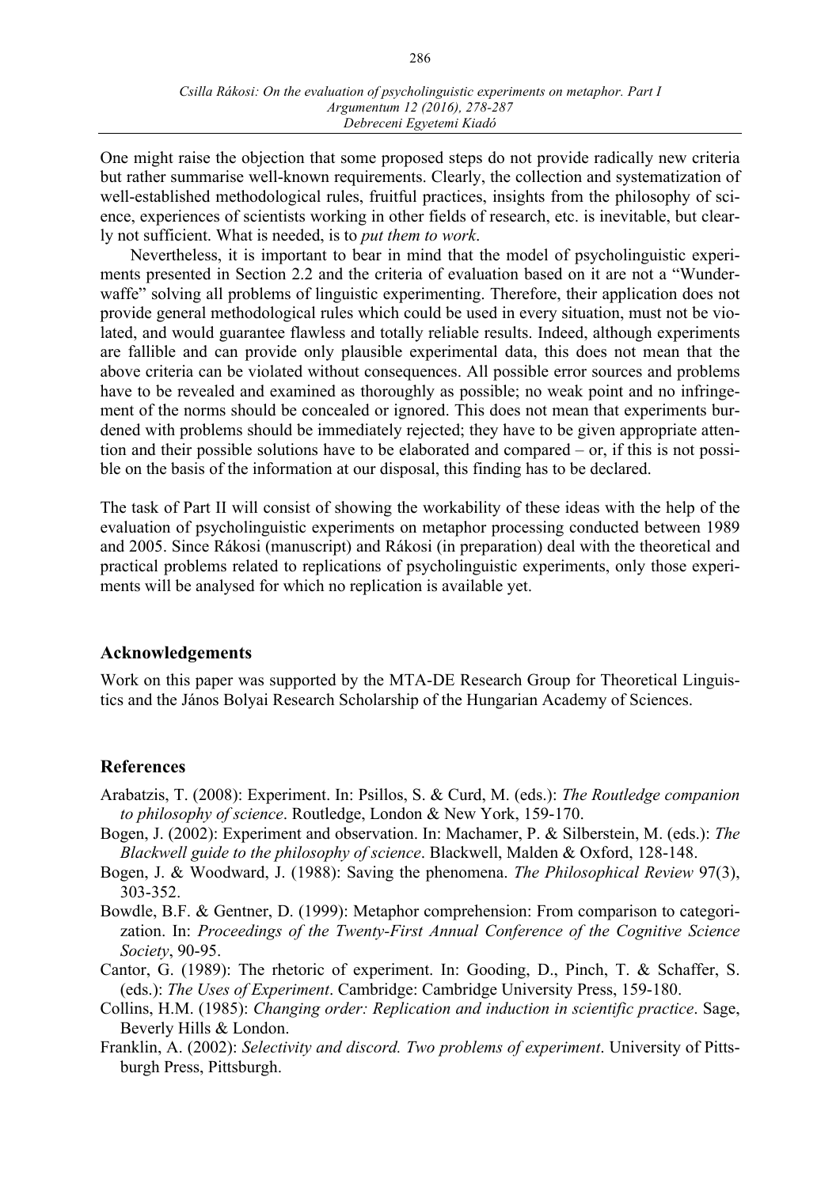One might raise the objection that some proposed steps do not provide radically new criteria but rather summarise well-known requirements. Clearly, the collection and systematization of well-established methodological rules, fruitful practices, insights from the philosophy of science, experiences of scientists working in other fields of research, etc. is inevitable, but clearly not sufficient. What is needed, is to *put them to work*.

Nevertheless, it is important to bear in mind that the model of psycholinguistic experiments presented in Section 2.2 and the criteria of evaluation based on it are not a "Wunderwaffe" solving all problems of linguistic experimenting. Therefore, their application does not provide general methodological rules which could be used in every situation, must not be violated, and would guarantee flawless and totally reliable results. Indeed, although experiments are fallible and can provide only plausible experimental data, this does not mean that the above criteria can be violated without consequences. All possible error sources and problems have to be revealed and examined as thoroughly as possible; no weak point and no infringement of the norms should be concealed or ignored. This does not mean that experiments burdened with problems should be immediately rejected; they have to be given appropriate attention and their possible solutions have to be elaborated and compared – or, if this is not possible on the basis of the information at our disposal, this finding has to be declared.

The task of Part II will consist of showing the workability of these ideas with the help of the evaluation of psycholinguistic experiments on metaphor processing conducted between 1989 and 2005. Since Rákosi (manuscript) and Rákosi (in preparation) deal with the theoretical and practical problems related to replications of psycholinguistic experiments, only those experiments will be analysed for which no replication is available yet.

## Acknowledgements

Work on this paper was supported by the MTA-DE Research Group for Theoretical Linguistics and the János Bolyai Research Scholarship of the Hungarian Academy of Sciences.

## References

Arabatzis, T. (2008): Experiment. In: Psillos, S. & Curd, M. (eds.): *The Routledge companion to philosophy of science*. Routledge, London & New York, 159-170.

Bogen, J. (2002): Experiment and observation. In: Machamer, P. & Silberstein, M. (eds.): *The Blackwell guide to the philosophy of science*. Blackwell, Malden & Oxford, 128-148.

Bogen, J. & Woodward, J. (1988): Saving the phenomena. *The Philosophical Review* 97(3), 303-352.

Bowdle, B.F. & Gentner, D. (1999): Metaphor comprehension: From comparison to categorization. In: *Proceedings of the Twenty-First Annual Conference of the Cognitive Science Society*, 90-95.

Cantor, G. (1989): The rhetoric of experiment. In: Gooding, D., Pinch, T. & Schaffer, S. (eds.): *The Uses of Experiment*. Cambridge: Cambridge University Press, 159-180.

Collins, H.M. (1985): *Changing order: Replication and induction in scientific practice*. Sage, Beverly Hills & London.

Franklin, A. (2002): *Selectivity and discord. Two problems of experiment*. University of Pittsburgh Press, Pittsburgh.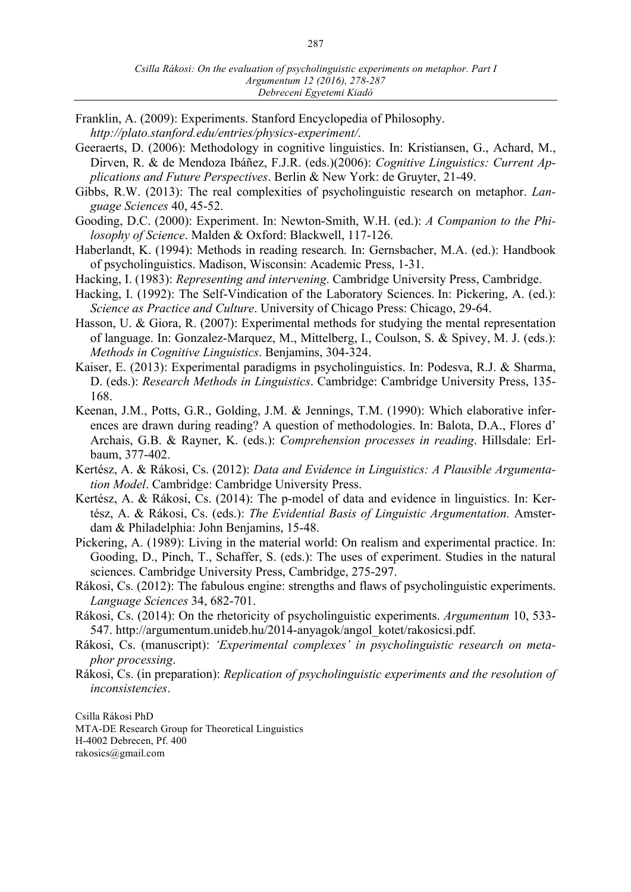Franklin, A. (2009): Experiments. Stanford Encyclopedia of Philosophy. *http://plato.stanford.edu/entries/physics-experiment/*.

Geeraerts, D. (2006): Methodology in cognitive linguistics. In: Kristiansen, G., Achard, M., Dirven, R. & de Mendoza Ibáñez, F.J.R. (eds.)(2006): *Cognitive Linguistics: Current Applications and Future Perspectives*. Berlin & New York: de Gruyter, 21-49.

Gibbs, R.W. (2013): The real complexities of psycholinguistic research on metaphor. *Language Sciences* 40, 45-52.

Gooding, D.C. (2000): Experiment. In: Newton-Smith, W.H. (ed.): *A Companion to the Philosophy of Science*. Malden & Oxford: Blackwell, 117-126.

Haberlandt, K. (1994): Methods in reading research. In: Gernsbacher, M.A. (ed.): Handbook of psycholinguistics. Madison, Wisconsin: Academic Press, 1-31.

Hacking, I. (1983): *Representing and intervening*. Cambridge University Press, Cambridge.

Hacking, I. (1992): The Self-Vindication of the Laboratory Sciences. In: Pickering, A. (ed.): *Science as Practice and Culture*. University of Chicago Press: Chicago, 29-64.

Hasson, U. & Giora, R. (2007): Experimental methods for studying the mental representation of language. In: Gonzalez-Marquez, M., Mittelberg, I., Coulson, S. & Spivey, M. J. (eds.): *Methods in Cognitive Linguistics*. Benjamins, 304-324.

Kaiser, E. (2013): Experimental paradigms in psycholinguistics. In: Podesva, R.J. & Sharma, D. (eds.): *Research Methods in Linguistics*. Cambridge: Cambridge University Press, 135-168.

Keenan, J.M., Potts, G.R., Golding, J.M. & Jennings, T.M. (1990): Which elaborative inferences are drawn during reading? A question of methodologies. In: Balota, D.A., Flores d' Archais, G.B. & Rayner, K. (eds.): *Comprehension processes in reading*. Hillsdale: Erlbaum, 377-402.

Kertész, A. & Rákosi, Cs. (2012): *Data and Evidence in Linguistics: A Plausible Argumentation Model*. Cambridge: Cambridge University Press.

Kertész, A. & Rákosi, Cs. (2014): The p-model of data and evidence in linguistics. In: Kertész, A. & Rákosi, Cs. (eds.): *The Evidential Basis of Linguistic Argumentation.* Amsterdam & Philadelphia: John Benjamins, 15-48.

Pickering, A. (1989): Living in the material world: On realism and experimental practice. In: Gooding, D., Pinch, T., Schaffer, S. (eds.): The uses of experiment. Studies in the natural sciences. Cambridge University Press, Cambridge, 275-297.

Rákosi, Cs. (2012): The fabulous engine: strengths and flaws of psycholinguistic experiments. *Language Sciences* 34, 682-701.

Rákosi, Cs. (2014): On the rhetoricity of psycholinguistic experiments. *Argumentum* 10, 533-547. http://argumentum.unideb.hu/2014-anyagok/angol_kotet/rakosicsi.pdf.

Rákosi, Cs. (manuscript): *'Experimental complexes' in psycholinguistic research on metaphor processing*.

Rákosi, Cs. (in preparation): *Replication of psycholinguistic experiments and the resolution of inconsistencies*.

Csilla Rákosi PhD
MTA-DE Research Group for Theoretical Linguistics
H-4002 Debrecen, Pf. 400
rakosics@gmail.com